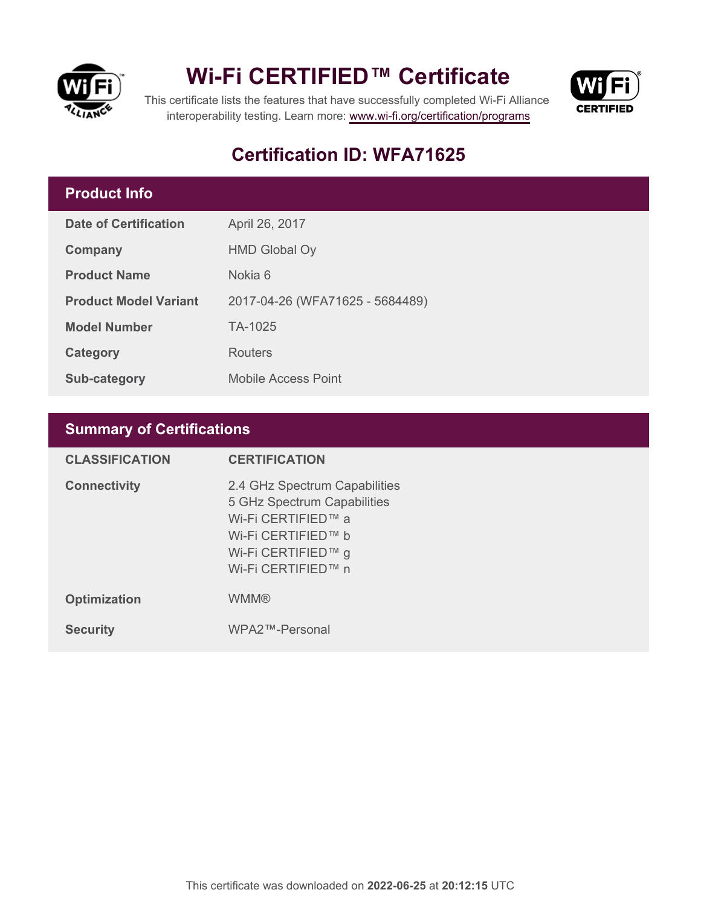# Wi-Fi CERTIFIED™ Certificate

This certificate lists the features that have successfully completed Wi-Fi Alliance interoperability testing. Learn more: www.wi-fi.org/certification/programs

## Certification ID: WFA71625

## Product Info

| | |
|---|---|
| **Date of Certification** | April 26, 2017 |
| **Company** | HMD Global Oy |
| **Product Name** | Nokia 6 |
| **Product Model Variant** | 2017-04-26 (WFA71625 - 5684489) |
| **Model Number** | TA-1025 |
| **Category** | Routers |
| **Sub-category** | Mobile Access Point |

## Summary of Certifications

| CLASSIFICATION | CERTIFICATION |
|---|---|
| **Connectivity** | 2.4 GHz Spectrum Capabilities<br>5 GHz Spectrum Capabilities<br>Wi-Fi CERTIFIED™ a<br>Wi-Fi CERTIFIED™ b<br>Wi-Fi CERTIFIED™ g<br>Wi-Fi CERTIFIED™ n |
| **Optimization** | WMM® |
| **Security** | WPA2™-Personal |

This certificate was downloaded on **2022-06-25** at **20:12:15** UTC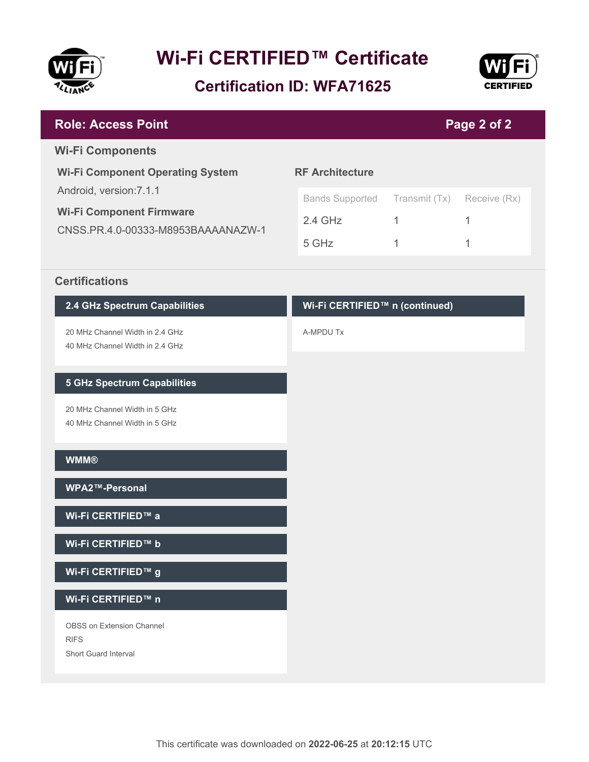# Wi-Fi CERTIFIED™ Certificate

## Certification ID: WFA71625

**Role: Access Point**

## Wi-Fi Components

### Wi-Fi Component Operating System

Android, version:7.1.1

### Wi-Fi Component Firmware

CNSS.PR.4.0-00333-M8953BAAAANAZW-1

### RF Architecture

| Bands Supported | Transmit (Tx) | Receive (Rx) |
|---|---|---|
| 2.4 GHz | 1 | 1 |
| 5 GHz | 1 | 1 |

## Certifications

### 2.4 GHz Spectrum Capabilities

- 20 MHz Channel Width in 2.4 GHz
- 40 MHz Channel Width in 2.4 GHz

### 5 GHz Spectrum Capabilities

- 20 MHz Channel Width in 5 GHz
- 40 MHz Channel Width in 5 GHz

### WMM®

### WPA2™-Personal

### Wi-Fi CERTIFIED™ a

### Wi-Fi CERTIFIED™ b

### Wi-Fi CERTIFIED™ g

### Wi-Fi CERTIFIED™ n

- OBSS on Extension Channel
- RIFS
- Short Guard Interval

### Wi-Fi CERTIFIED™ n (continued)

- A-MPDU Tx

This certificate was downloaded on **2022-06-25** at **20:12:15** UTC